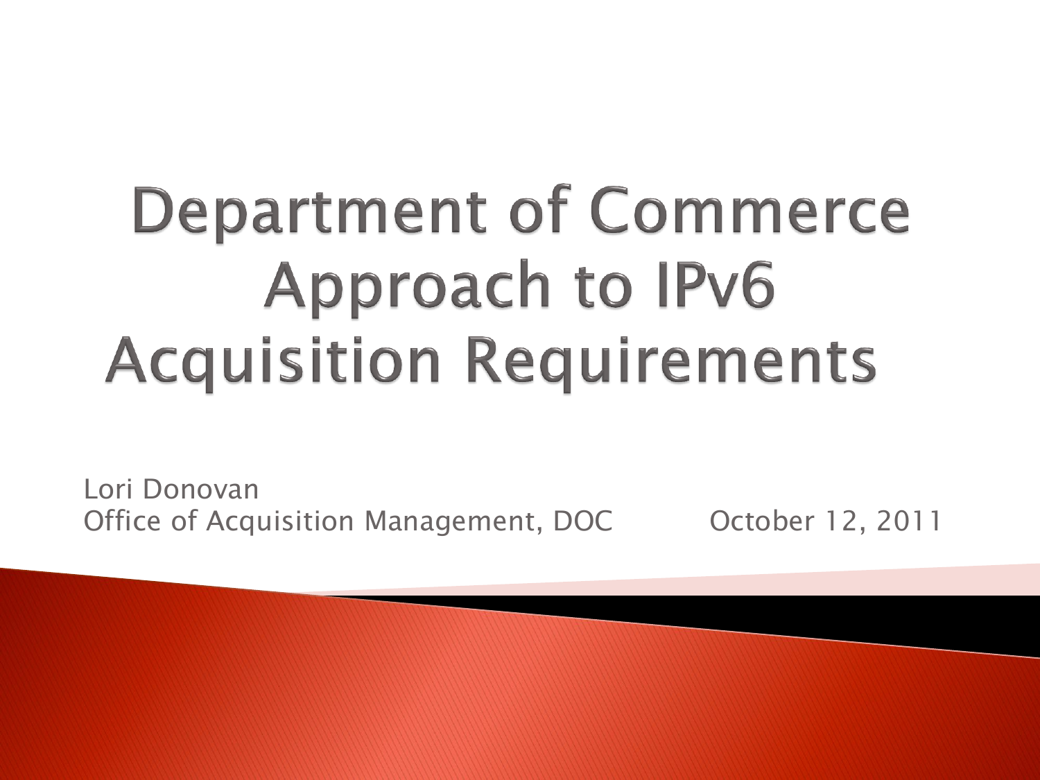# Department of Commerce Approach to IPv6 Acquisition Requirements

Lori Donovan
Office of Acquisition Management, DOC

October 12, 2011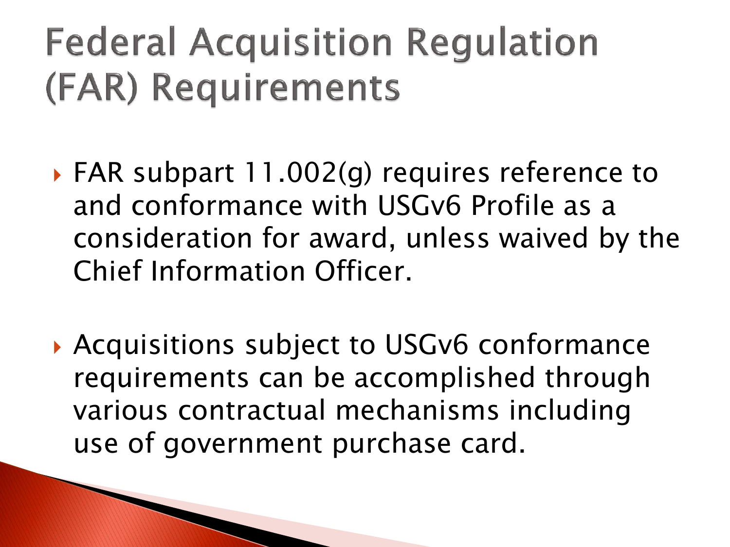# Federal Acquisition Regulation (FAR) Requirements

- FAR subpart 11.002(g) requires reference to and conformance with USGv6 Profile as a consideration for award, unless waived by the Chief Information Officer.

- Acquisitions subject to USGv6 conformance requirements can be accomplished through various contractual mechanisms including use of government purchase card.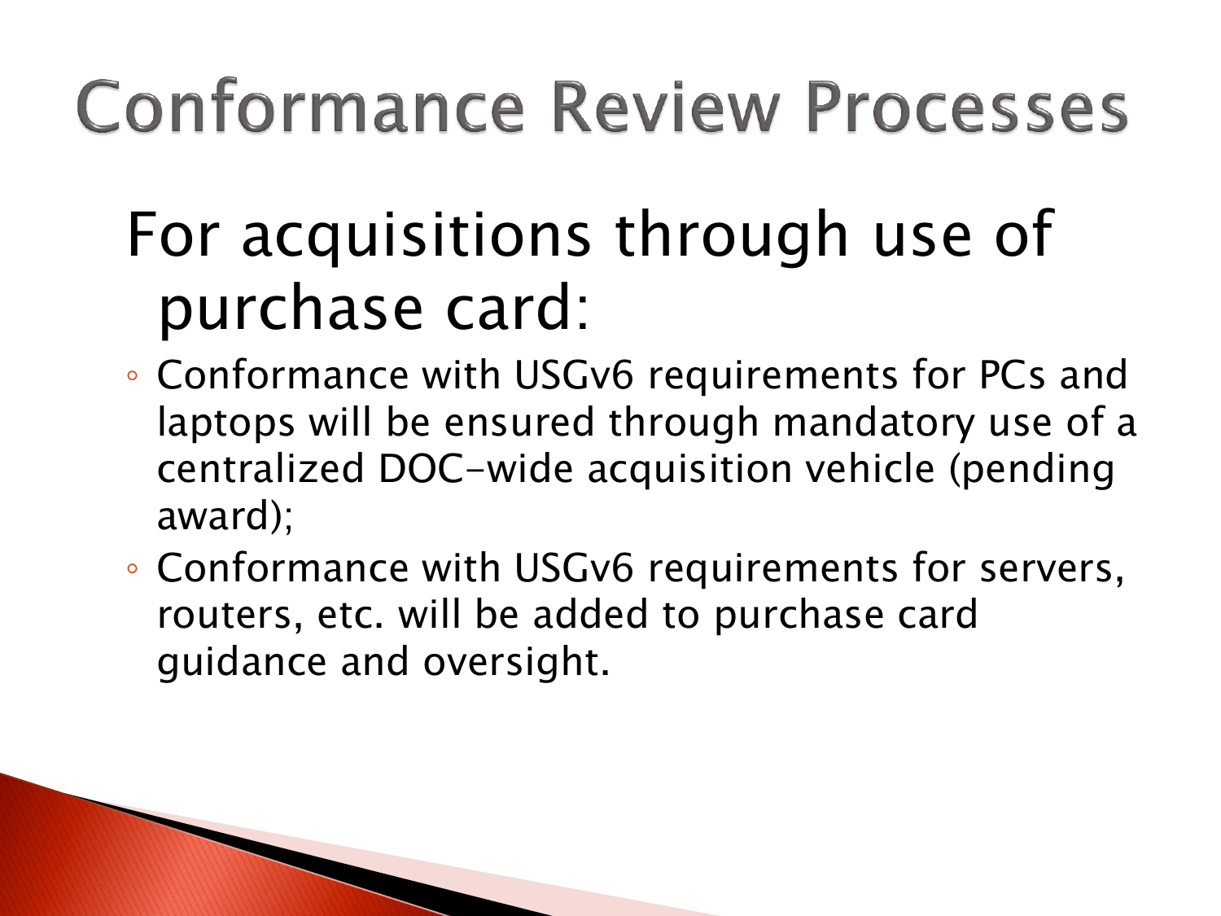# Conformance Review Processes

For acquisitions through use of purchase card:

- Conformance with USGv6 requirements for PCs and laptops will be ensured through mandatory use of a centralized DOC-wide acquisition vehicle (pending award);
- Conformance with USGv6 requirements for servers, routers, etc. will be added to purchase card guidance and oversight.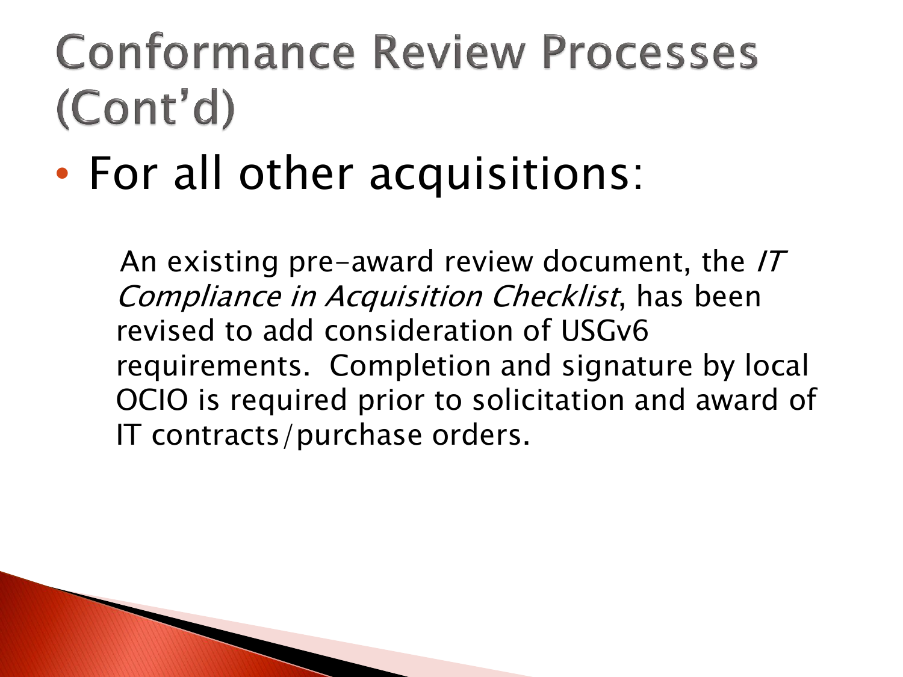# Conformance Review Processes (Cont'd)

- For all other acquisitions:

  An existing pre-award review document, the *IT Compliance in Acquisition Checklist*, has been revised to add consideration of USGv6 requirements. Completion and signature by local OCIO is required prior to solicitation and award of IT contracts/purchase orders.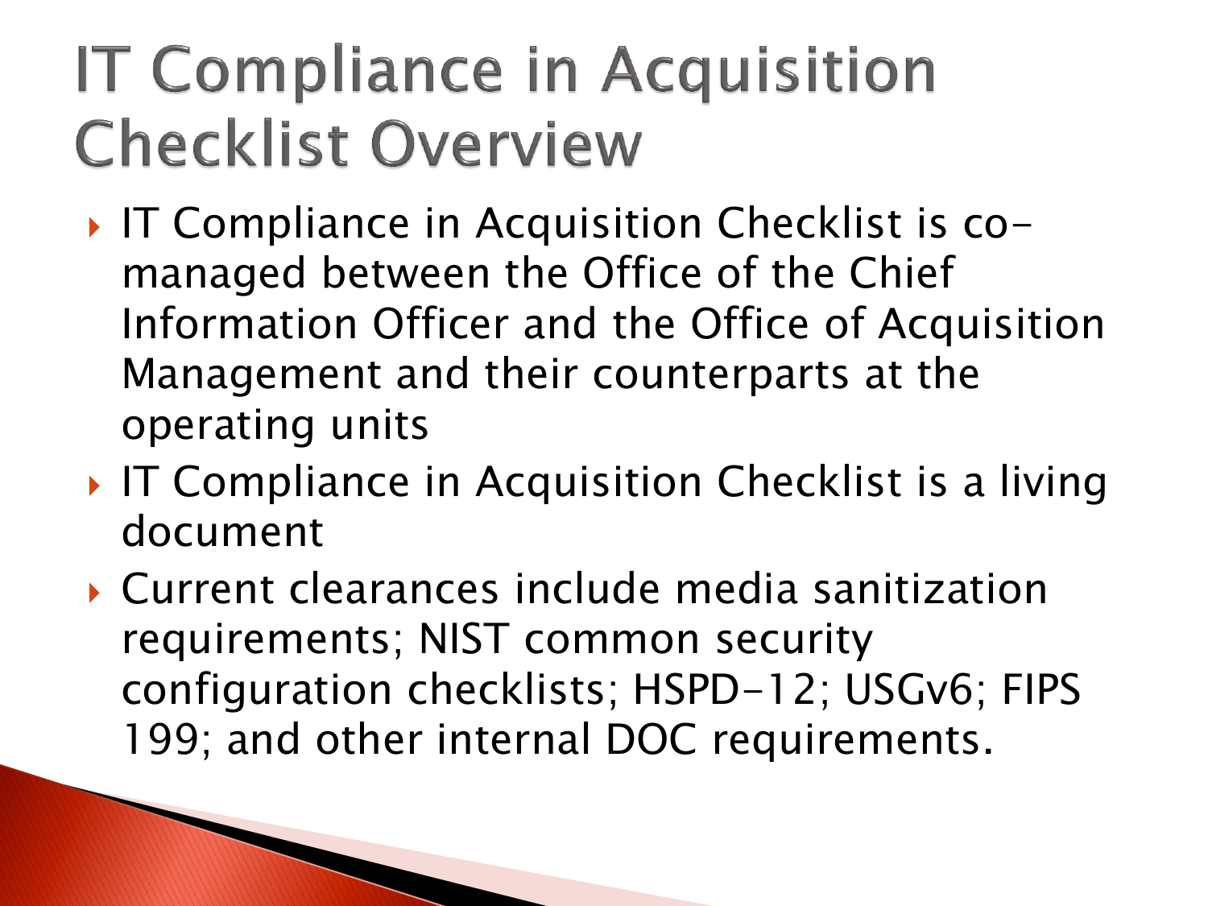# IT Compliance in Acquisition Checklist Overview

- IT Compliance in Acquisition Checklist is co-managed between the Office of the Chief Information Officer and the Office of Acquisition Management and their counterparts at the operating units
- IT Compliance in Acquisition Checklist is a living document
- Current clearances include media sanitization requirements; NIST common security configuration checklists; HSPD-12; USGv6; FIPS 199; and other internal DOC requirements.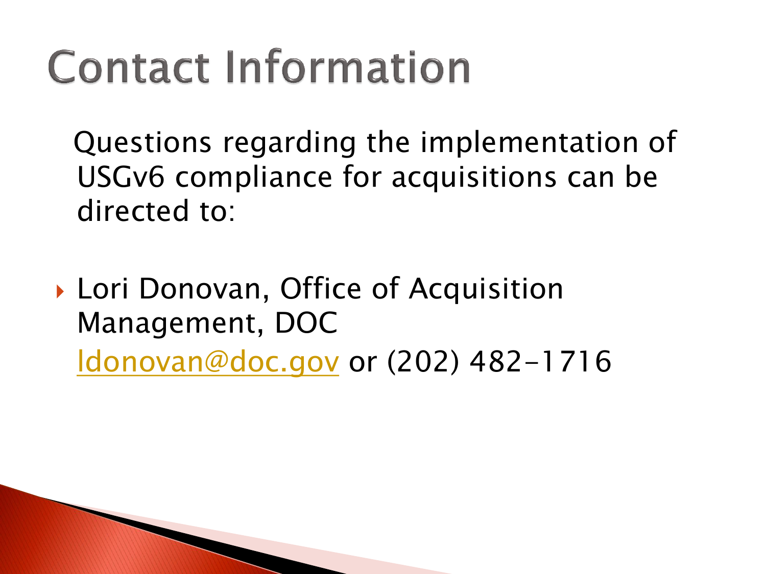# Contact Information

Questions regarding the implementation of USGv6 compliance for acquisitions can be directed to:

- Lori Donovan, Office of Acquisition Management, DOC
  ldonovan@doc.gov or (202) 482-1716